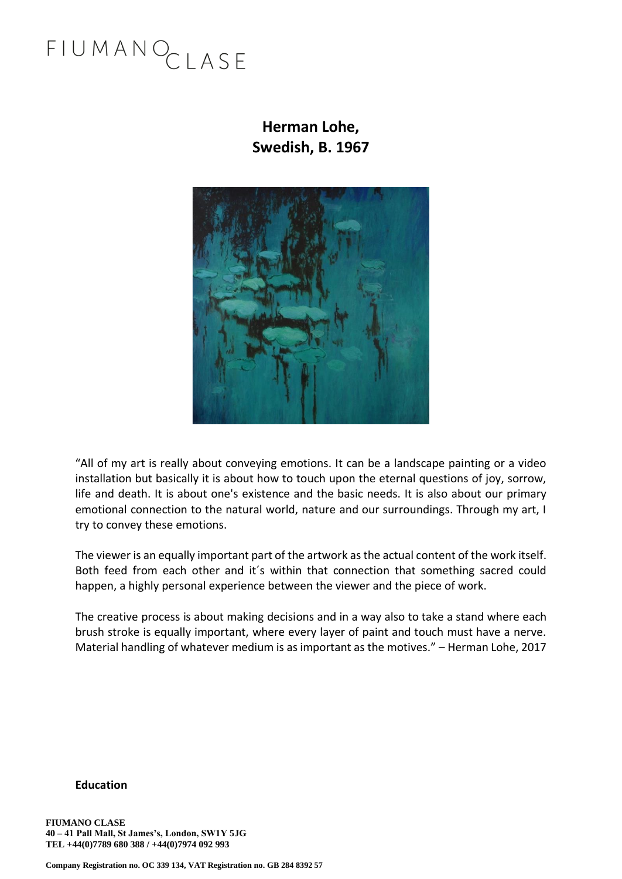FIUMANO CLASE

**Herman Lohe,**
**Swedish, B. 1967**

"All of my art is really about conveying emotions. It can be a landscape painting or a video installation but basically it is about how to touch upon the eternal questions of joy, sorrow, life and death. It is about one's existence and the basic needs. It is also about our primary emotional connection to the natural world, nature and our surroundings. Through my art, I try to convey these emotions.

The viewer is an equally important part of the artwork as the actual content of the work itself. Both feed from each other and it´s within that connection that something sacred could happen, a highly personal experience between the viewer and the piece of work.

The creative process is about making decisions and in a way also to take a stand where each brush stroke is equally important, where every layer of paint and touch must have a nerve. Material handling of whatever medium is as important as the motives." – Herman Lohe, 2017

**Education**

**FIUMANO CLASE**
**40 – 41 Pall Mall, St James's, London, SW1Y 5JG**
**TEL +44(0)7789 680 388 / +44(0)7974 092 993**

**Company Registration no. OC 339 134, VAT Registration no. GB 284 8392 57**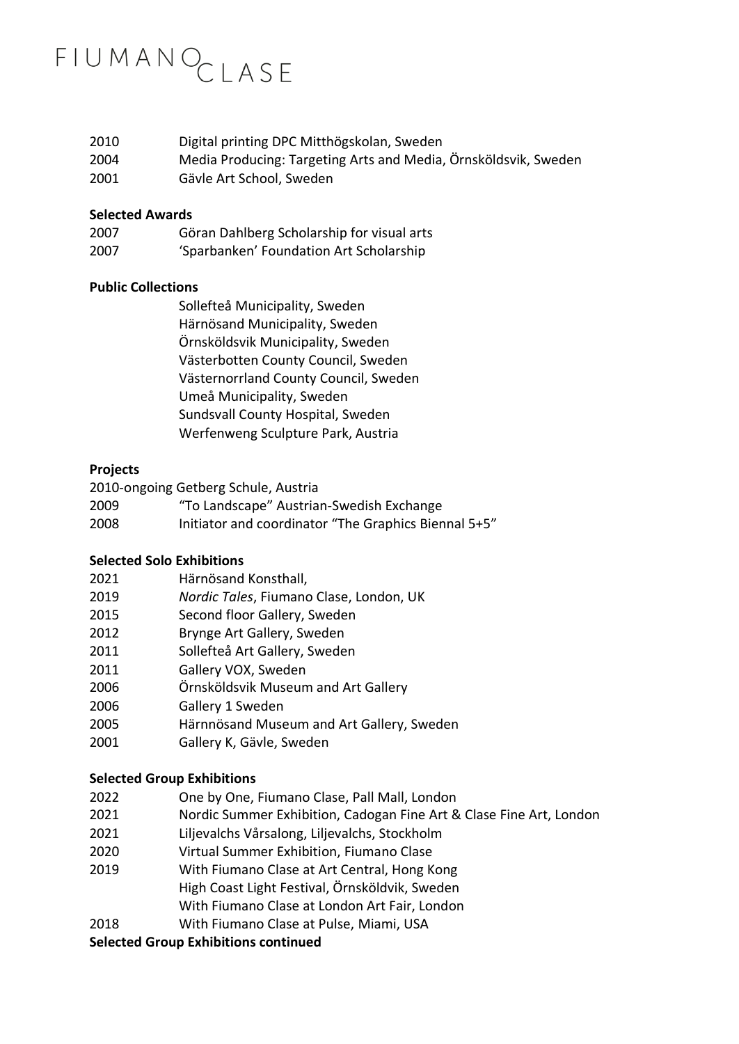2010 Digital printing DPC Mitthögskolan, Sweden
2004 Media Producing: Targeting Arts and Media, Örnsköldsvik, Sweden
2001 Gävle Art School, Sweden

**Selected Awards**

2007 Göran Dahlberg Scholarship for visual arts
2007 'Sparbanken' Foundation Art Scholarship

**Public Collections**

Sollefteå Municipality, Sweden
Härnösand Municipality, Sweden
Örnsköldsvik Municipality, Sweden
Västerbotten County Council, Sweden
Västernorrland County Council, Sweden
Umeå Municipality, Sweden
Sundsvall County Hospital, Sweden
Werfenweng Sculpture Park, Austria

**Projects**

2010-ongoing Getberg Schule, Austria
2009 "To Landscape" Austrian-Swedish Exchange
2008 Initiator and coordinator "The Graphics Biennal 5+5"

**Selected Solo Exhibitions**

2021 Härnösand Konsthall,
2019 *Nordic Tales*, Fiumano Clase, London, UK
2015 Second floor Gallery, Sweden
2012 Brynge Art Gallery, Sweden
2011 Sollefteå Art Gallery, Sweden
2011 Gallery VOX, Sweden
2006 Örnsköldsvik Museum and Art Gallery
2006 Gallery 1 Sweden
2005 Härnnösand Museum and Art Gallery, Sweden
2001 Gallery K, Gävle, Sweden

**Selected Group Exhibitions**

2022 One by One, Fiumano Clase, Pall Mall, London
2021 Nordic Summer Exhibition, Cadogan Fine Art & Clase Fine Art, London
2021 Liljevalchs Vårsalong, Liljevalchs, Stockholm
2020 Virtual Summer Exhibition, Fiumano Clase
2019 With Fiumano Clase at Art Central, Hong Kong
High Coast Light Festival, Örnsköldvik, Sweden
With Fiumano Clase at London Art Fair, London
2018 With Fiumano Clase at Pulse, Miami, USA

**Selected Group Exhibitions continued**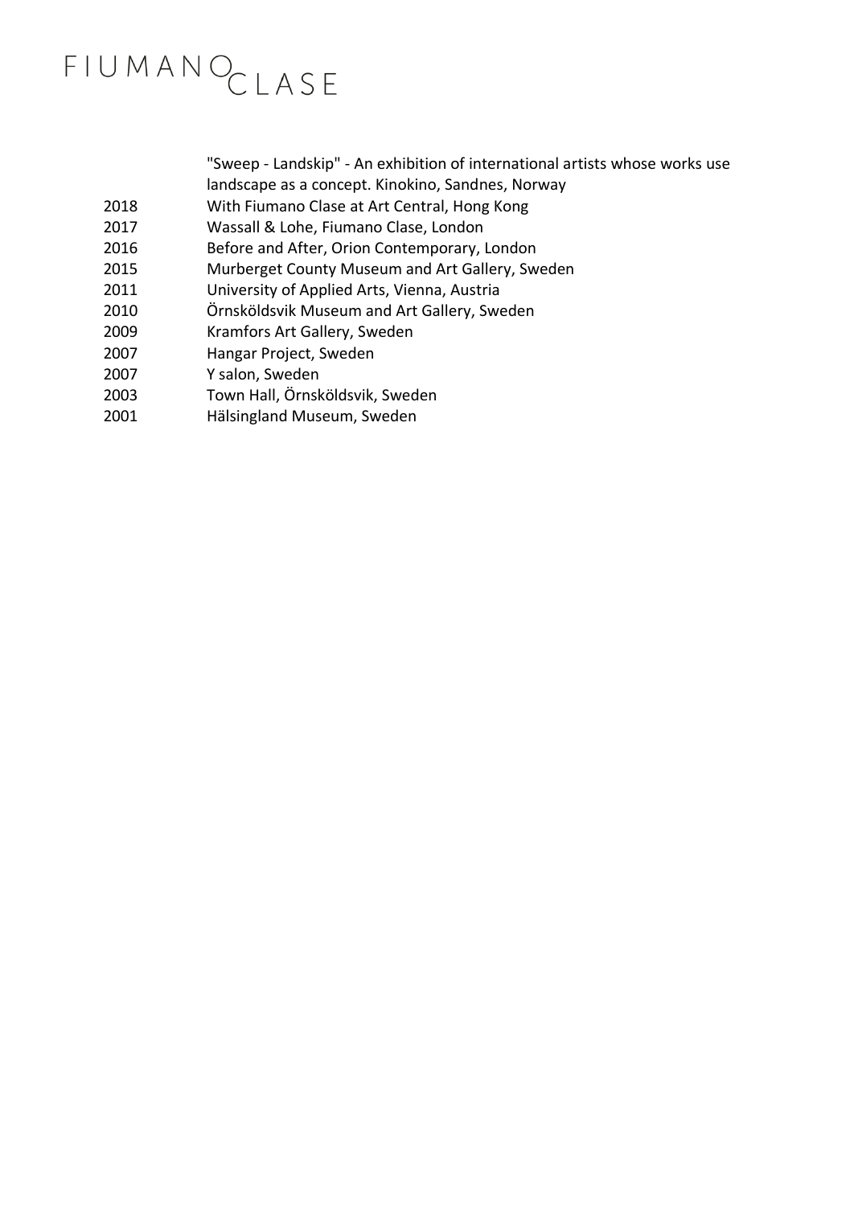"Sweep - Landskip" - An exhibition of international artists whose works use landscape as a concept. Kinokino, Sandnes, Norway

2018 With Fiumano Clase at Art Central, Hong Kong

2017 Wassall & Lohe, Fiumano Clase, London

2016 Before and After, Orion Contemporary, London

2015 Murberget County Museum and Art Gallery, Sweden

2011 University of Applied Arts, Vienna, Austria

2010 Örnsköldsvik Museum and Art Gallery, Sweden

2009 Kramfors Art Gallery, Sweden

2007 Hangar Project, Sweden

2007 Y salon, Sweden

2003 Town Hall, Örnsköldsvik, Sweden

2001 Hälsingland Museum, Sweden